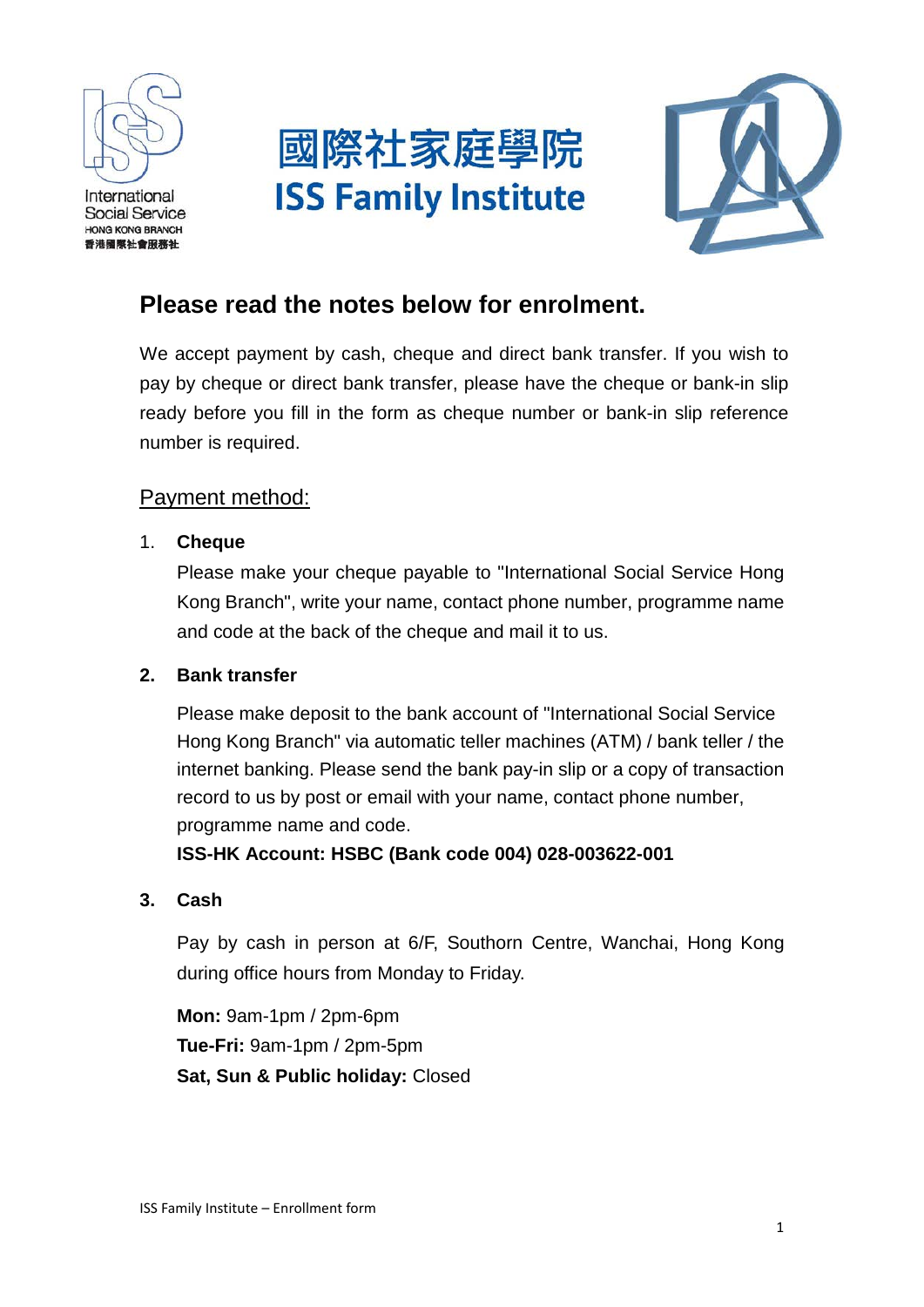國際社家庭學院
**ISS Family Institute**

International Social Service
HONG KONG BRANCH
香港國際社會服務社

## Please read the notes below for enrolment.

We accept payment by cash, cheque and direct bank transfer. If you wish to pay by cheque or direct bank transfer, please have the cheque or bank-in slip ready before you fill in the form as cheque number or bank-in slip reference number is required.

### Payment method:

1. **Cheque**

   Please make your cheque payable to "International Social Service Hong Kong Branch", write your name, contact phone number, programme name and code at the back of the cheque and mail it to us.

2. **Bank transfer**

   Please make deposit to the bank account of "International Social Service Hong Kong Branch" via automatic teller machines (ATM) / bank teller / the internet banking. Please send the bank pay-in slip or a copy of transaction record to us by post or email with your name, contact phone number, programme name and code.

   **ISS-HK Account: HSBC (Bank code 004) 028-003622-001**

3. **Cash**

   Pay by cash in person at 6/F, Southorn Centre, Wanchai, Hong Kong during office hours from Monday to Friday.

   **Mon:** 9am-1pm / 2pm-6pm
   **Tue-Fri:** 9am-1pm / 2pm-5pm
   **Sat, Sun & Public holiday:** Closed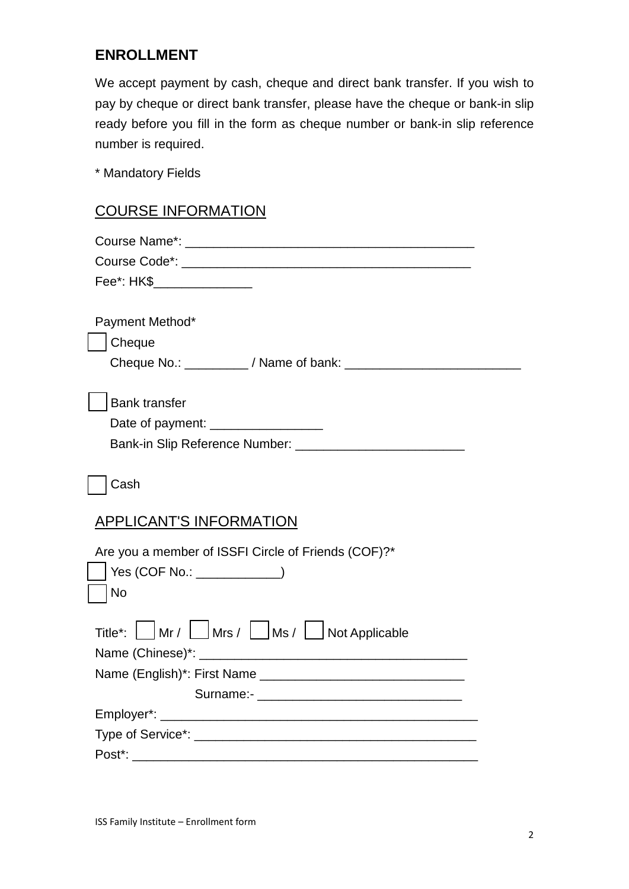## ENROLLMENT

We accept payment by cash, cheque and direct bank transfer. If you wish to pay by cheque or direct bank transfer, please have the cheque or bank-in slip ready before you fill in the form as cheque number or bank-in slip reference number is required.

* Mandatory Fields

### COURSE INFORMATION

Course Name*: ________________________________________

Course Code*: ________________________________________

Fee*: HK$______________

Payment Method*

☐ Cheque

Cheque No.: _________ / Name of bank: _________________________

☐ Bank transfer

Date of payment: ________________

Bank-in Slip Reference Number: ________________________

☐ Cash

### APPLICANT'S INFORMATION

Are you a member of ISSFI Circle of Friends (COF)?*

☐ Yes (COF No.: ____________)

☐ No

Title*: ☐ Mr / ☐ Mrs / ☐ Ms / ☐ Not Applicable

Name (Chinese)*: ______________________________________

Name (English)*: First Name ____________________________

Surname:- ____________________________

Employer*: ____________________________________________

Type of Service*: ________________________________________

Post*: ________________________________________________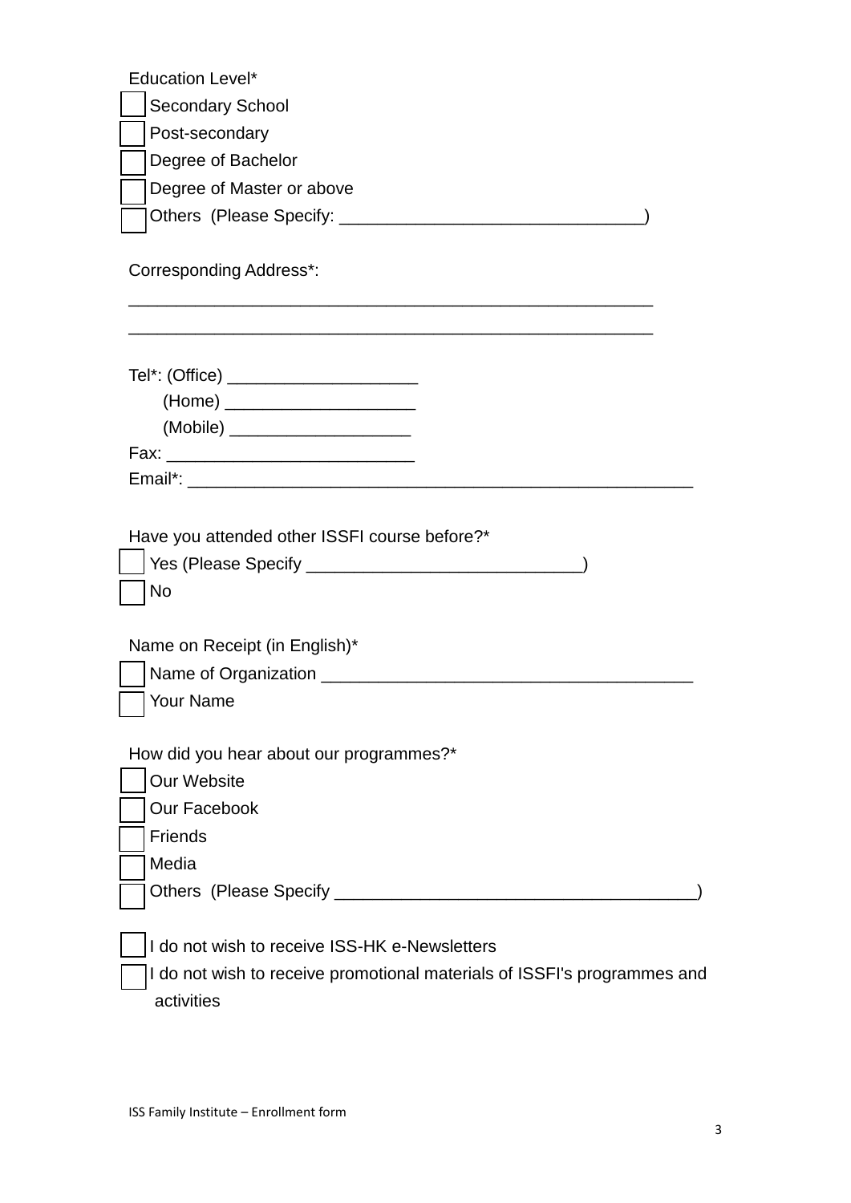Education Level*

- ☐ Secondary School
- ☐ Post-secondary
- ☐ Degree of Bachelor
- ☐ Degree of Master or above
- ☐ Others (Please Specify: _______________________________)

Corresponding Address*:

________________________________________________________

________________________________________________________

Tel*: (Office) ___________________

(Home) ___________________

(Mobile) __________________

Fax: _________________________

Email*: ____________________________________________________

Have you attended other ISSFI course before?*

- ☐ Yes (Please Specify ____________________________)
- ☐ No

Name on Receipt (in English)*

- ☐ Name of Organization ______________________________________
- ☐ Your Name

How did you hear about our programmes?*

- ☐ Our Website
- ☐ Our Facebook
- ☐ Friends
- ☐ Media
- ☐ Others (Please Specify ____________________________________)

- ☐ I do not wish to receive ISS-HK e-Newsletters
- ☐ I do not wish to receive promotional materials of ISSFI's programmes and activities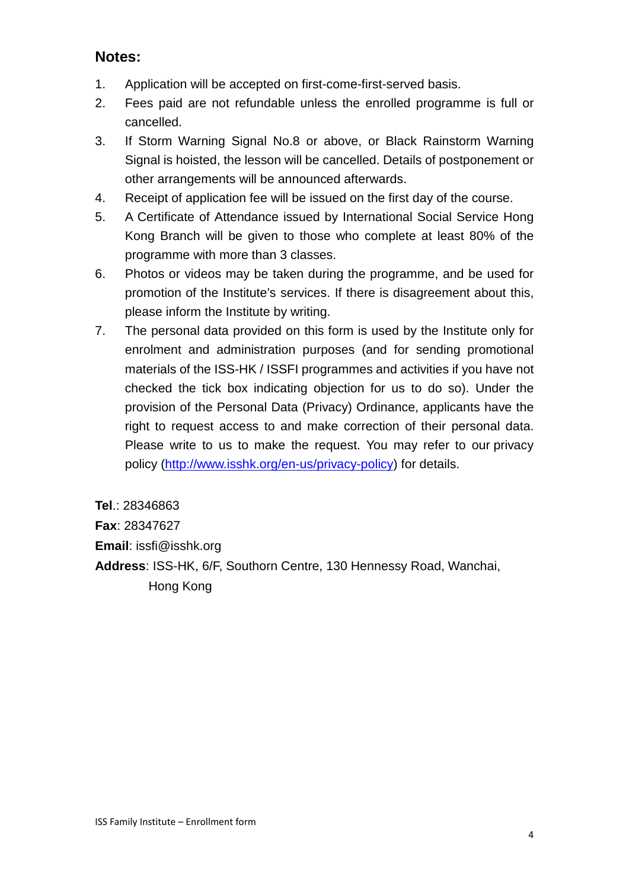## Notes:

1. Application will be accepted on first-come-first-served basis.
2. Fees paid are not refundable unless the enrolled programme is full or cancelled.
3. If Storm Warning Signal No.8 or above, or Black Rainstorm Warning Signal is hoisted, the lesson will be cancelled. Details of postponement or other arrangements will be announced afterwards.
4. Receipt of application fee will be issued on the first day of the course.
5. A Certificate of Attendance issued by International Social Service Hong Kong Branch will be given to those who complete at least 80% of the programme with more than 3 classes.
6. Photos or videos may be taken during the programme, and be used for promotion of the Institute's services. If there is disagreement about this, please inform the Institute by writing.
7. The personal data provided on this form is used by the Institute only for enrolment and administration purposes (and for sending promotional materials of the ISS-HK / ISSFI programmes and activities if you have not checked the tick box indicating objection for us to do so). Under the provision of the Personal Data (Privacy) Ordinance, applicants have the right to request access to and make correction of their personal data. Please write to us to make the request. You may refer to our privacy policy (http://www.isshk.org/en-us/privacy-policy) for details.

**Tel**.: 28346863

**Fax**: 28347627

**Email**: issfi@isshk.org

**Address**: ISS-HK, 6/F, Southorn Centre, 130 Hennessy Road, Wanchai, Hong Kong